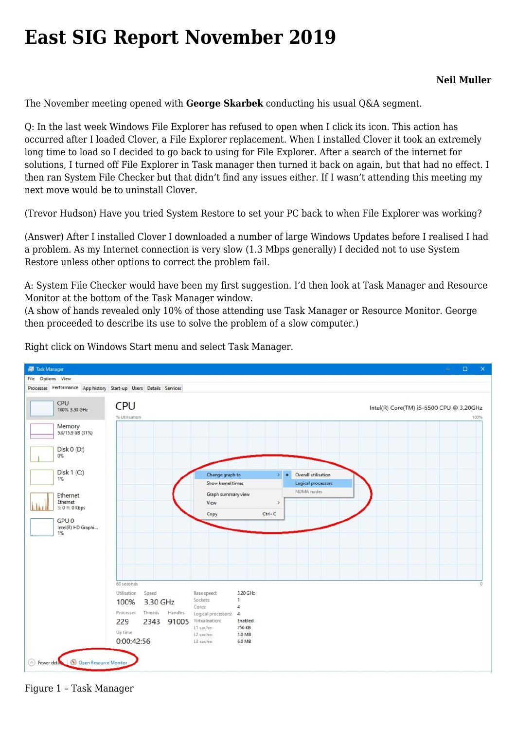# East SIG Report November 2019

**Neil Muller**

The November meeting opened with **George Skarbek** conducting his usual Q&A segment.

Q: In the last week Windows File Explorer has refused to open when I click its icon. This action has occurred after I loaded Clover, a File Explorer replacement. When I installed Clover it took an extremely long time to load so I decided to go back to using for File Explorer. After a search of the internet for solutions, I turned off File Explorer in Task manager then turned it back on again, but that had no effect. I then ran System File Checker but that didn't find any issues either. If I wasn't attending this meeting my next move would be to uninstall Clover.

(Trevor Hudson) Have you tried System Restore to set your PC back to when File Explorer was working?

(Answer) After I installed Clover I downloaded a number of large Windows Updates before I realised I had a problem. As my Internet connection is very slow (1.3 Mbps generally) I decided not to use System Restore unless other options to correct the problem fail.

A: System File Checker would have been my first suggestion. I'd then look at Task Manager and Resource Monitor at the bottom of the Task Manager window.
(A show of hands revealed only 10% of those attending use Task Manager or Resource Monitor. George then proceeded to describe its use to solve the problem of a slow computer.)

Right click on Windows Start menu and select Task Manager.

Figure 1 – Task Manager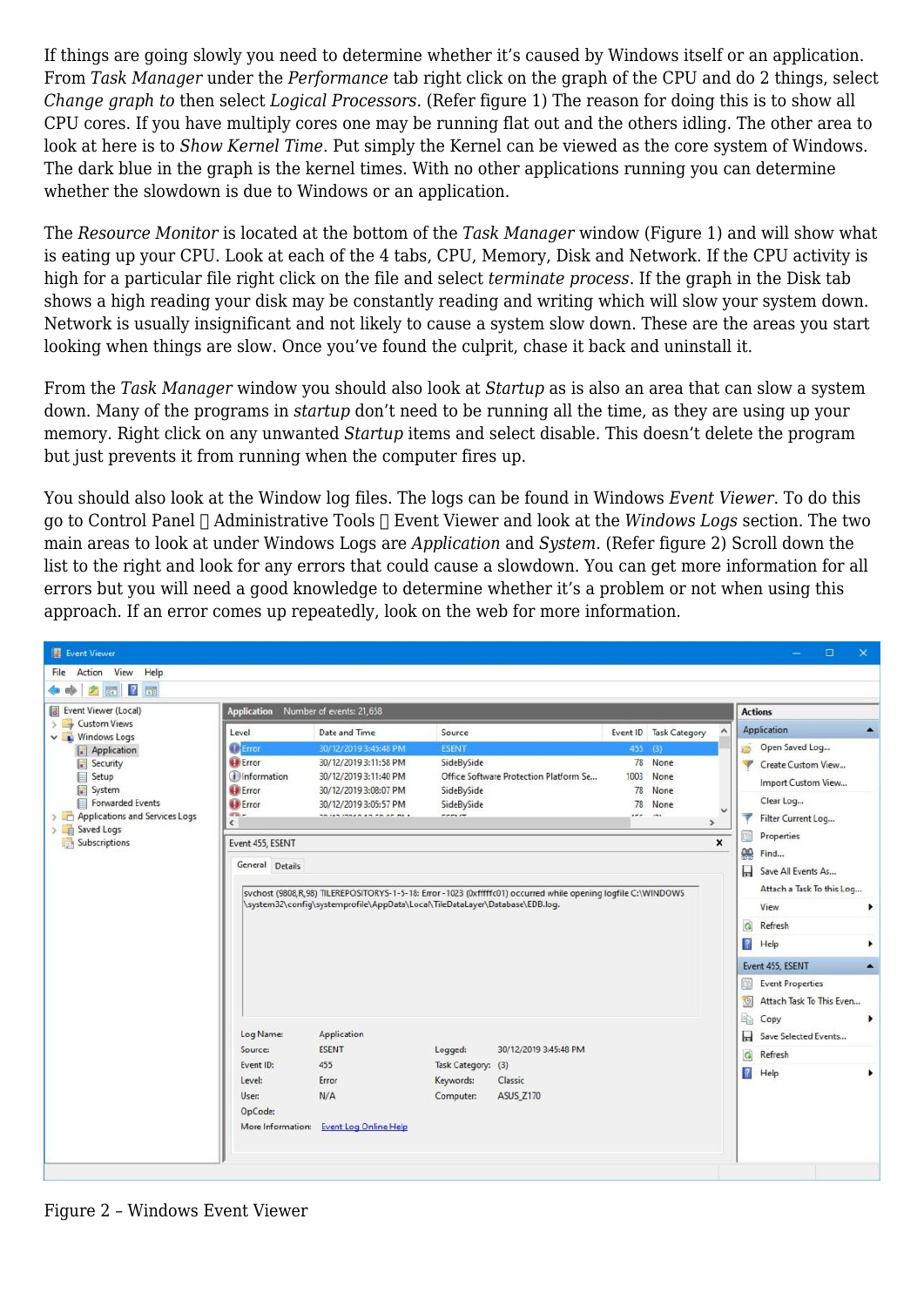If things are going slowly you need to determine whether it's caused by Windows itself or an application. From *Task Manager* under the *Performance* tab right click on the graph of the CPU and do 2 things, select *Change graph to* then select *Logical Processors*. (Refer figure 1) The reason for doing this is to show all CPU cores. If you have multiply cores one may be running flat out and the others idling. The other area to look at here is to *Show Kernel Time*. Put simply the Kernel can be viewed as the core system of Windows. The dark blue in the graph is the kernel times. With no other applications running you can determine whether the slowdown is due to Windows or an application.

The *Resource Monitor* is located at the bottom of the *Task Manager* window (Figure 1) and will show what is eating up your CPU. Look at each of the 4 tabs, CPU, Memory, Disk and Network. If the CPU activity is high for a particular file right click on the file and select *terminate process*. If the graph in the Disk tab shows a high reading your disk may be constantly reading and writing which will slow your system down. Network is usually insignificant and not likely to cause a system slow down. These are the areas you start looking when things are slow. Once you've found the culprit, chase it back and uninstall it.

From the *Task Manager* window you should also look at *Startup* as is also an area that can slow a system down. Many of the programs in *startup* don't need to be running all the time, as they are using up your memory. Right click on any unwanted *Startup* items and select disable. This doesn't delete the program but just prevents it from running when the computer fires up.

You should also look at the Window log files. The logs can be found in Windows *Event Viewer*. To do this go to Control Panel  Administrative Tools  Event Viewer and look at the *Windows Logs* section. The two main areas to look at under Windows Logs are *Application* and *System*. (Refer figure 2) Scroll down the list to the right and look for any errors that could cause a slowdown. You can get more information for all errors but you will need a good knowledge to determine whether it's a problem or not when using this approach. If an error comes up repeatedly, look on the web for more information.

Figure 2 – Windows Event Viewer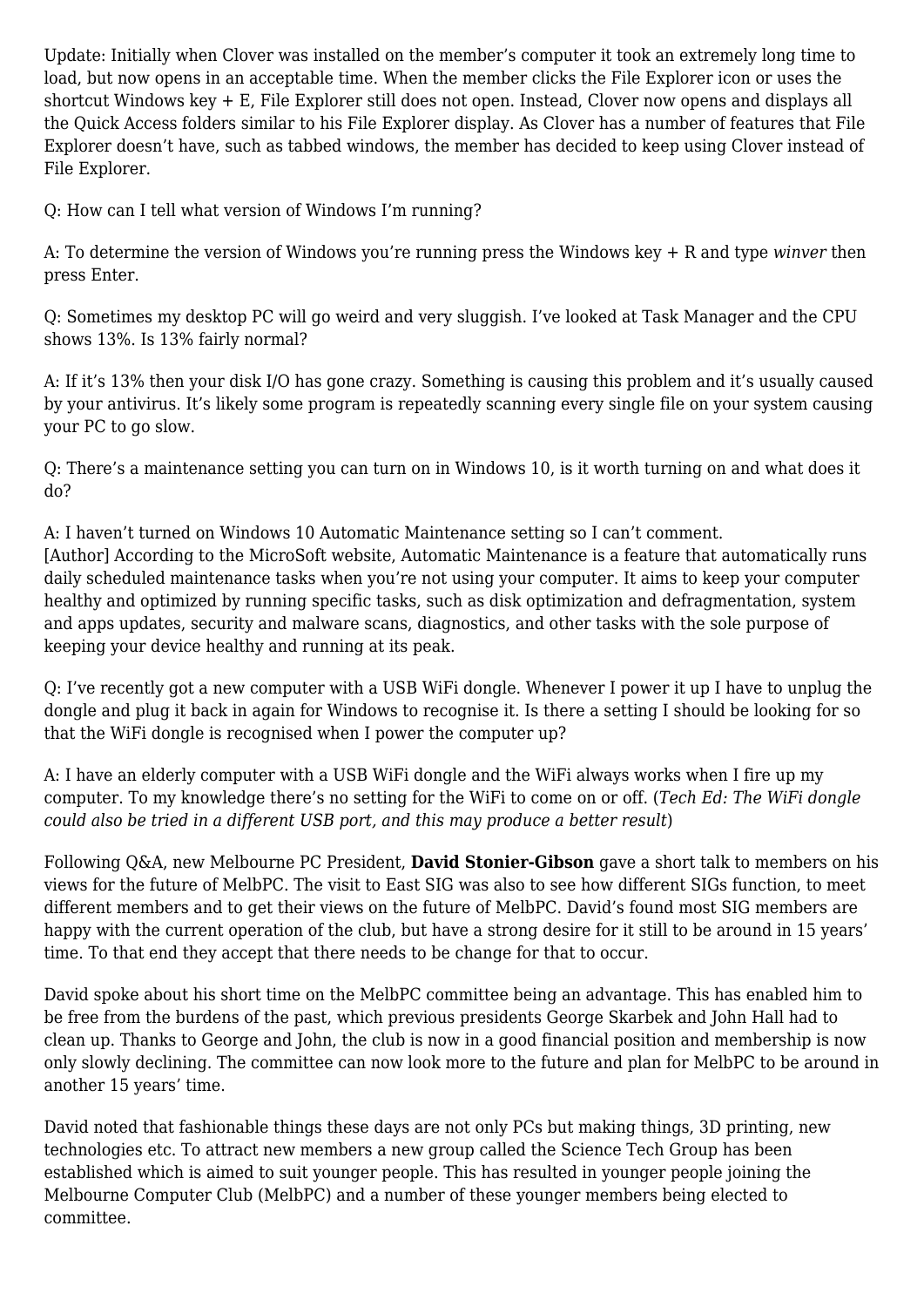Update: Initially when Clover was installed on the member's computer it took an extremely long time to load, but now opens in an acceptable time. When the member clicks the File Explorer icon or uses the shortcut Windows key + E, File Explorer still does not open. Instead, Clover now opens and displays all the Quick Access folders similar to his File Explorer display. As Clover has a number of features that File Explorer doesn't have, such as tabbed windows, the member has decided to keep using Clover instead of File Explorer.

Q: How can I tell what version of Windows I'm running?

A: To determine the version of Windows you're running press the Windows key + R and type *winver* then press Enter.

Q: Sometimes my desktop PC will go weird and very sluggish. I've looked at Task Manager and the CPU shows 13%. Is 13% fairly normal?

A: If it's 13% then your disk I/O has gone crazy. Something is causing this problem and it's usually caused by your antivirus. It's likely some program is repeatedly scanning every single file on your system causing your PC to go slow.

Q: There's a maintenance setting you can turn on in Windows 10, is it worth turning on and what does it do?

A: I haven't turned on Windows 10 Automatic Maintenance setting so I can't comment.
[Author] According to the MicroSoft website, Automatic Maintenance is a feature that automatically runs daily scheduled maintenance tasks when you're not using your computer. It aims to keep your computer healthy and optimized by running specific tasks, such as disk optimization and defragmentation, system and apps updates, security and malware scans, diagnostics, and other tasks with the sole purpose of keeping your device healthy and running at its peak.

Q: I've recently got a new computer with a USB WiFi dongle. Whenever I power it up I have to unplug the dongle and plug it back in again for Windows to recognise it. Is there a setting I should be looking for so that the WiFi dongle is recognised when I power the computer up?

A: I have an elderly computer with a USB WiFi dongle and the WiFi always works when I fire up my computer. To my knowledge there's no setting for the WiFi to come on or off. (*Tech Ed: The WiFi dongle could also be tried in a different USB port, and this may produce a better result*)

Following Q&A, new Melbourne PC President, **David Stonier-Gibson** gave a short talk to members on his views for the future of MelbPC. The visit to East SIG was also to see how different SIGs function, to meet different members and to get their views on the future of MelbPC. David's found most SIG members are happy with the current operation of the club, but have a strong desire for it still to be around in 15 years' time. To that end they accept that there needs to be change for that to occur.

David spoke about his short time on the MelbPC committee being an advantage. This has enabled him to be free from the burdens of the past, which previous presidents George Skarbek and John Hall had to clean up. Thanks to George and John, the club is now in a good financial position and membership is now only slowly declining. The committee can now look more to the future and plan for MelbPC to be around in another 15 years' time.

David noted that fashionable things these days are not only PCs but making things, 3D printing, new technologies etc. To attract new members a new group called the Science Tech Group has been established which is aimed to suit younger people. This has resulted in younger people joining the Melbourne Computer Club (MelbPC) and a number of these younger members being elected to committee.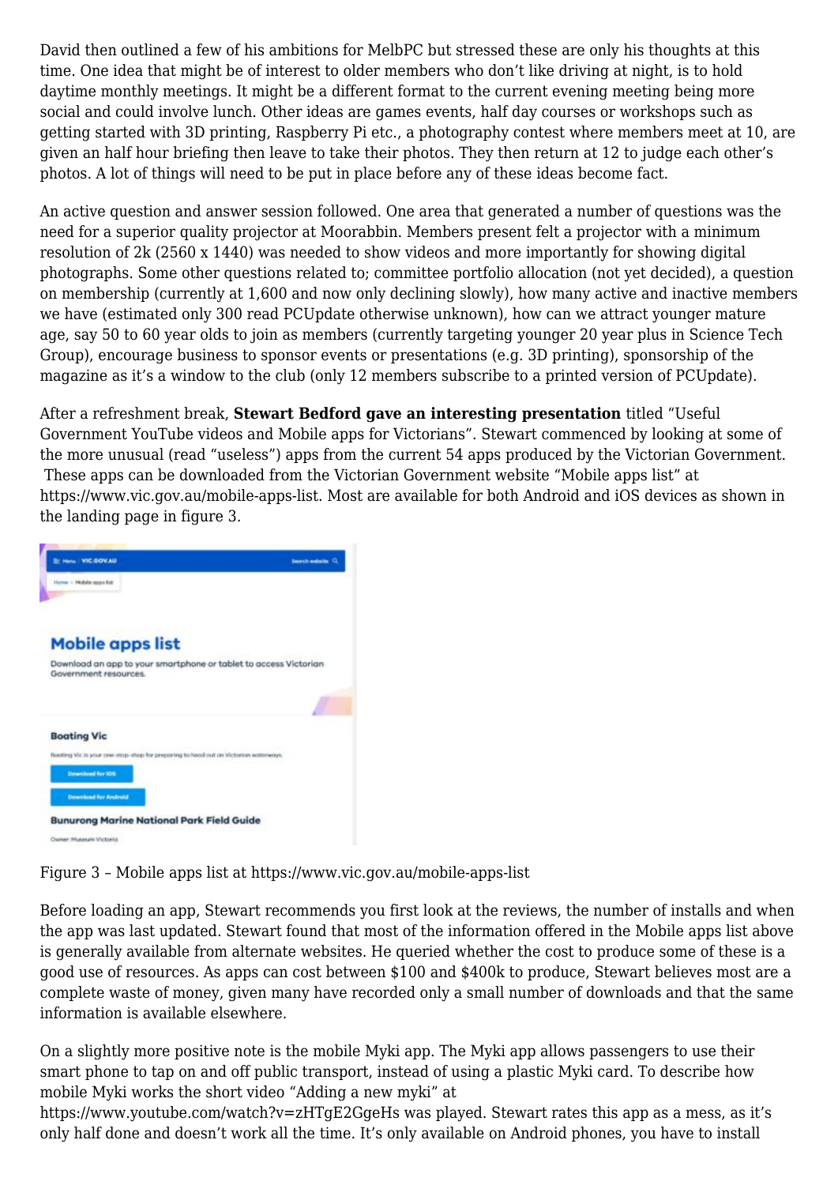David then outlined a few of his ambitions for MelbPC but stressed these are only his thoughts at this time. One idea that might be of interest to older members who don't like driving at night, is to hold daytime monthly meetings. It might be a different format to the current evening meeting being more social and could involve lunch. Other ideas are games events, half day courses or workshops such as getting started with 3D printing, Raspberry Pi etc., a photography contest where members meet at 10, are given an half hour briefing then leave to take their photos. They then return at 12 to judge each other's photos. A lot of things will need to be put in place before any of these ideas become fact.

An active question and answer session followed. One area that generated a number of questions was the need for a superior quality projector at Moorabbin. Members present felt a projector with a minimum resolution of 2k (2560 x 1440) was needed to show videos and more importantly for showing digital photographs. Some other questions related to; committee portfolio allocation (not yet decided), a question on membership (currently at 1,600 and now only declining slowly), how many active and inactive members we have (estimated only 300 read PCUpdate otherwise unknown), how can we attract younger mature age, say 50 to 60 year olds to join as members (currently targeting younger 20 year plus in Science Tech Group), encourage business to sponsor events or presentations (e.g. 3D printing), sponsorship of the magazine as it's a window to the club (only 12 members subscribe to a printed version of PCUpdate).

After a refreshment break, **Stewart Bedford gave an interesting presentation** titled "Useful Government YouTube videos and Mobile apps for Victorians". Stewart commenced by looking at some of the more unusual (read "useless") apps from the current 54 apps produced by the Victorian Government. These apps can be downloaded from the Victorian Government website "Mobile apps list" at https://www.vic.gov.au/mobile-apps-list. Most are available for both Android and iOS devices as shown in the landing page in figure 3.

Figure 3 – Mobile apps list at https://www.vic.gov.au/mobile-apps-list

Before loading an app, Stewart recommends you first look at the reviews, the number of installs and when the app was last updated. Stewart found that most of the information offered in the Mobile apps list above is generally available from alternate websites. He queried whether the cost to produce some of these is a good use of resources. As apps can cost between $100 and $400k to produce, Stewart believes most are a complete waste of money, given many have recorded only a small number of downloads and that the same information is available elsewhere.

On a slightly more positive note is the mobile Myki app. The Myki app allows passengers to use their smart phone to tap on and off public transport, instead of using a plastic Myki card. To describe how mobile Myki works the short video "Adding a new myki" at https://www.youtube.com/watch?v=zHTgE2GgeHs was played. Stewart rates this app as a mess, as it's only half done and doesn't work all the time. It's only available on Android phones, you have to install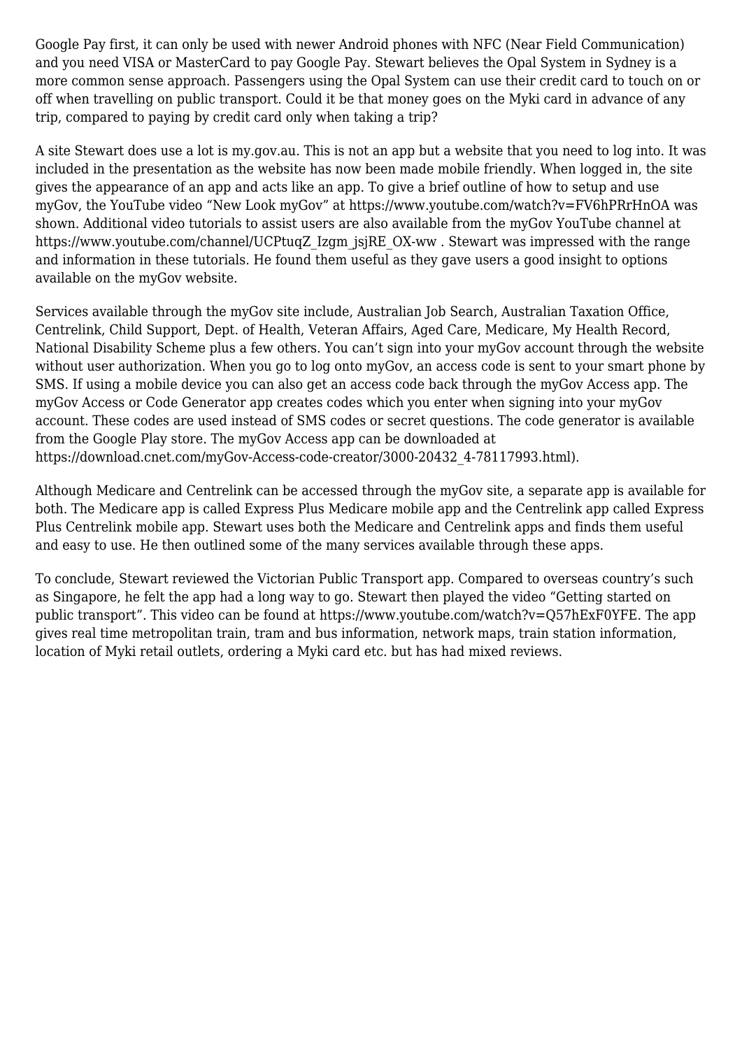Google Pay first, it can only be used with newer Android phones with NFC (Near Field Communication) and you need VISA or MasterCard to pay Google Pay. Stewart believes the Opal System in Sydney is a more common sense approach. Passengers using the Opal System can use their credit card to touch on or off when travelling on public transport. Could it be that money goes on the Myki card in advance of any trip, compared to paying by credit card only when taking a trip?

A site Stewart does use a lot is my.gov.au. This is not an app but a website that you need to log into. It was included in the presentation as the website has now been made mobile friendly. When logged in, the site gives the appearance of an app and acts like an app. To give a brief outline of how to setup and use myGov, the YouTube video “New Look myGov” at https://www.youtube.com/watch?v=FV6hPRrHnOA was shown. Additional video tutorials to assist users are also available from the myGov YouTube channel at https://www.youtube.com/channel/UCPtuqZ_Izgm_jsjRE_OX-ww . Stewart was impressed with the range and information in these tutorials. He found them useful as they gave users a good insight to options available on the myGov website.

Services available through the myGov site include, Australian Job Search, Australian Taxation Office, Centrelink, Child Support, Dept. of Health, Veteran Affairs, Aged Care, Medicare, My Health Record, National Disability Scheme plus a few others. You can’t sign into your myGov account through the website without user authorization. When you go to log onto myGov, an access code is sent to your smart phone by SMS. If using a mobile device you can also get an access code back through the myGov Access app. The myGov Access or Code Generator app creates codes which you enter when signing into your myGov account. These codes are used instead of SMS codes or secret questions. The code generator is available from the Google Play store. The myGov Access app can be downloaded at https://download.cnet.com/myGov-Access-code-creator/3000-20432_4-78117993.html).

Although Medicare and Centrelink can be accessed through the myGov site, a separate app is available for both. The Medicare app is called Express Plus Medicare mobile app and the Centrelink app called Express Plus Centrelink mobile app. Stewart uses both the Medicare and Centrelink apps and finds them useful and easy to use. He then outlined some of the many services available through these apps.

To conclude, Stewart reviewed the Victorian Public Transport app. Compared to overseas country’s such as Singapore, he felt the app had a long way to go. Stewart then played the video “Getting started on public transport”. This video can be found at https://www.youtube.com/watch?v=Q57hExF0YFE. The app gives real time metropolitan train, tram and bus information, network maps, train station information, location of Myki retail outlets, ordering a Myki card etc. but has had mixed reviews.